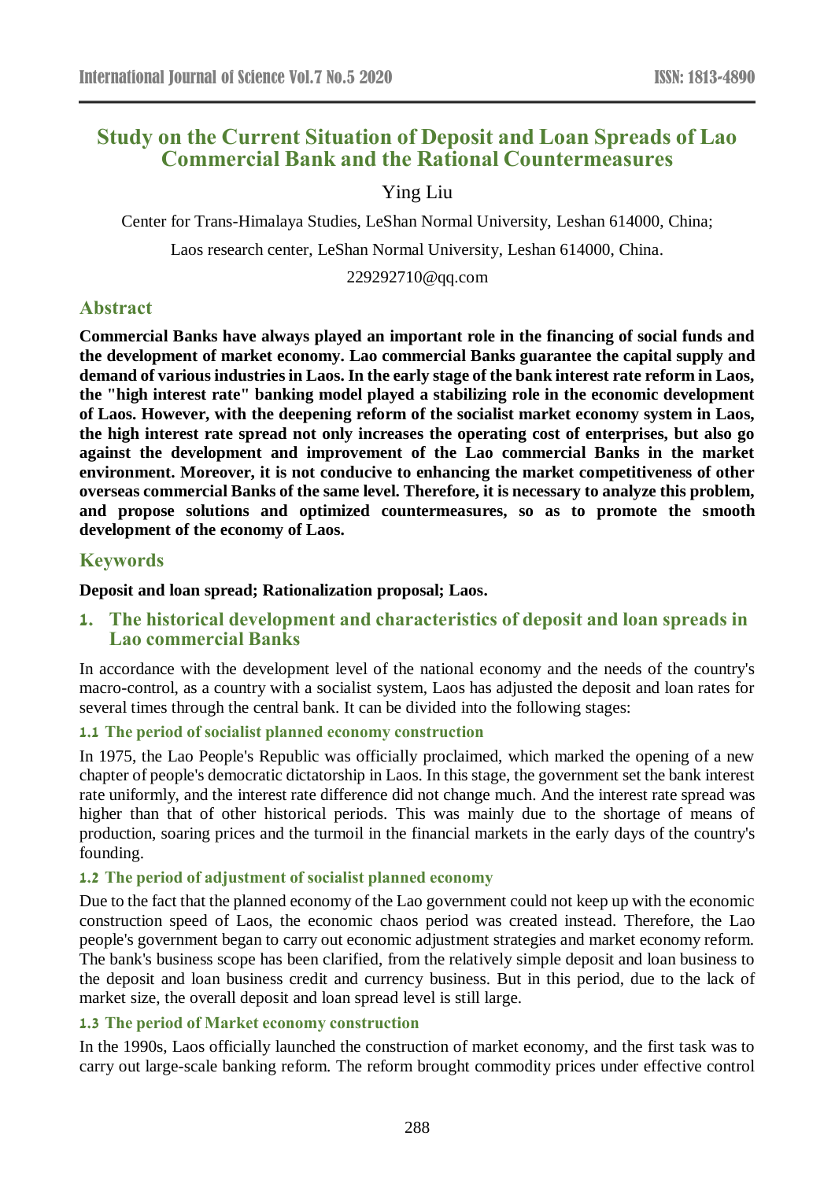# Study on the Current Situation of Deposit and Loan Spreads of Lao Commercial Bank and the Rational Countermeasures

Ying Liu

Center for Trans-Himalaya Studies, LeShan Normal University, Leshan 614000, China;

Laos research center, LeShan Normal University, Leshan 614000, China.

229292710@qq.com

## Abstract

**Commercial Banks have always played an important role in the financing of social funds and the development of market economy. Lao commercial Banks guarantee the capital supply and demand of various industries in Laos. In the early stage of the bank interest rate reform in Laos, the "high interest rate" banking model played a stabilizing role in the economic development of Laos. However, with the deepening reform of the socialist market economy system in Laos, the high interest rate spread not only increases the operating cost of enterprises, but also go against the development and improvement of the Lao commercial Banks in the market environment. Moreover, it is not conducive to enhancing the market competitiveness of other overseas commercial Banks of the same level. Therefore, it is necessary to analyze this problem, and propose solutions and optimized countermeasures, so as to promote the smooth development of the economy of Laos.**

## Keywords

**Deposit and loan spread; Rationalization proposal; Laos.**

## 1. The historical development and characteristics of deposit and loan spreads in Lao commercial Banks

In accordance with the development level of the national economy and the needs of the country's macro-control, as a country with a socialist system, Laos has adjusted the deposit and loan rates for several times through the central bank. It can be divided into the following stages:

### 1.1 The period of socialist planned economy construction

In 1975, the Lao People's Republic was officially proclaimed, which marked the opening of a new chapter of people's democratic dictatorship in Laos. In this stage, the government set the bank interest rate uniformly, and the interest rate difference did not change much. And the interest rate spread was higher than that of other historical periods. This was mainly due to the shortage of means of production, soaring prices and the turmoil in the financial markets in the early days of the country's founding.

### 1.2 The period of adjustment of socialist planned economy

Due to the fact that the planned economy of the Lao government could not keep up with the economic construction speed of Laos, the economic chaos period was created instead. Therefore, the Lao people's government began to carry out economic adjustment strategies and market economy reform. The bank's business scope has been clarified, from the relatively simple deposit and loan business to the deposit and loan business credit and currency business. But in this period, due to the lack of market size, the overall deposit and loan spread level is still large.

### 1.3 The period of Market economy construction

In the 1990s, Laos officially launched the construction of market economy, and the first task was to carry out large-scale banking reform. The reform brought commodity prices under effective control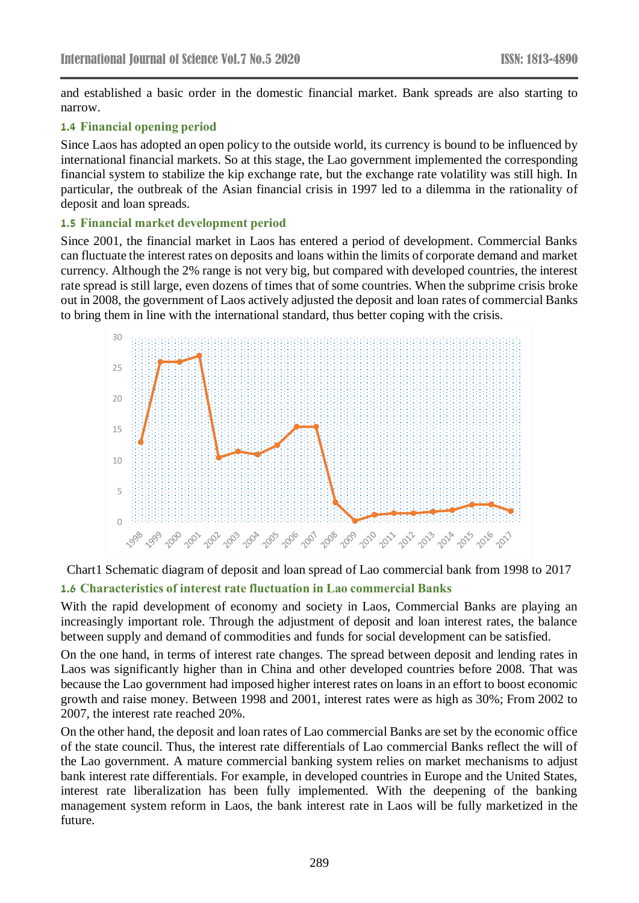and established a basic order in the domestic financial market. Bank spreads are also starting to narrow.

### 1.4 Financial opening period

Since Laos has adopted an open policy to the outside world, its currency is bound to be influenced by international financial markets. So at this stage, the Lao government implemented the corresponding financial system to stabilize the kip exchange rate, but the exchange rate volatility was still high. In particular, the outbreak of the Asian financial crisis in 1997 led to a dilemma in the rationality of deposit and loan spreads.

### 1.5 Financial market development period

Since 2001, the financial market in Laos has entered a period of development. Commercial Banks can fluctuate the interest rates on deposits and loans within the limits of corporate demand and market currency. Although the 2% range is not very big, but compared with developed countries, the interest rate spread is still large, even dozens of times that of some countries. When the subprime crisis broke out in 2008, the government of Laos actively adjusted the deposit and loan rates of commercial Banks to bring them in line with the international standard, thus better coping with the crisis.

Chart1 Schematic diagram of deposit and loan spread of Lao commercial bank from 1998 to 2017

### 1.6 Characteristics of interest rate fluctuation in Lao commercial Banks

With the rapid development of economy and society in Laos, Commercial Banks are playing an increasingly important role. Through the adjustment of deposit and loan interest rates, the balance between supply and demand of commodities and funds for social development can be satisfied.

On the one hand, in terms of interest rate changes. The spread between deposit and lending rates in Laos was significantly higher than in China and other developed countries before 2008. That was because the Lao government had imposed higher interest rates on loans in an effort to boost economic growth and raise money. Between 1998 and 2001, interest rates were as high as 30%; From 2002 to 2007, the interest rate reached 20%.

On the other hand, the deposit and loan rates of Lao commercial Banks are set by the economic office of the state council. Thus, the interest rate differentials of Lao commercial Banks reflect the will of the Lao government. A mature commercial banking system relies on market mechanisms to adjust bank interest rate differentials. For example, in developed countries in Europe and the United States, interest rate liberalization has been fully implemented. With the deepening of the banking management system reform in Laos, the bank interest rate in Laos will be fully marketized in the future.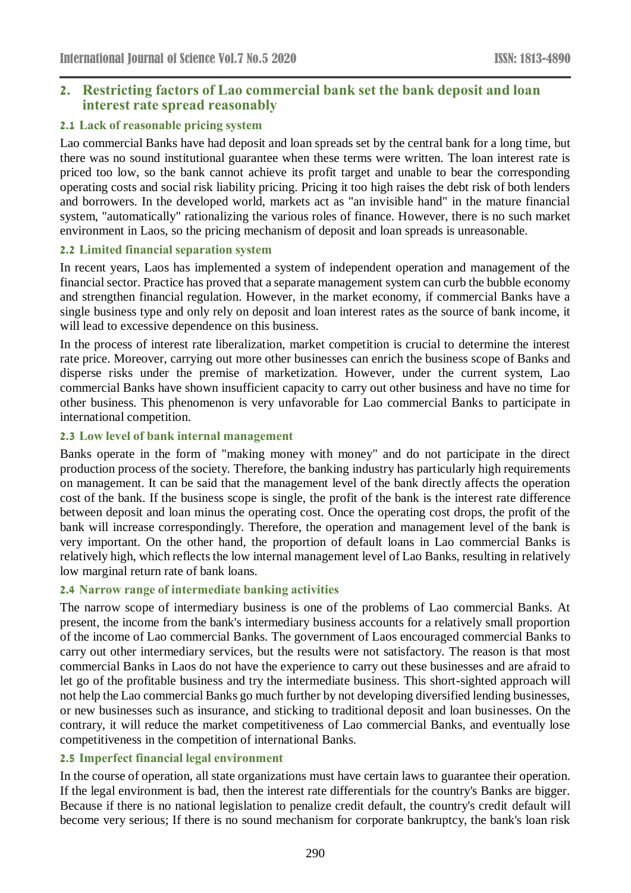## 2. Restricting factors of Lao commercial bank set the bank deposit and loan interest rate spread reasonably

### 2.1 Lack of reasonable pricing system

Lao commercial Banks have had deposit and loan spreads set by the central bank for a long time, but there was no sound institutional guarantee when these terms were written. The loan interest rate is priced too low, so the bank cannot achieve its profit target and unable to bear the corresponding operating costs and social risk liability pricing. Pricing it too high raises the debt risk of both lenders and borrowers. In the developed world, markets act as "an invisible hand" in the mature financial system, "automatically" rationalizing the various roles of finance. However, there is no such market environment in Laos, so the pricing mechanism of deposit and loan spreads is unreasonable.

### 2.2 Limited financial separation system

In recent years, Laos has implemented a system of independent operation and management of the financial sector. Practice has proved that a separate management system can curb the bubble economy and strengthen financial regulation. However, in the market economy, if commercial Banks have a single business type and only rely on deposit and loan interest rates as the source of bank income, it will lead to excessive dependence on this business.

In the process of interest rate liberalization, market competition is crucial to determine the interest rate price. Moreover, carrying out more other businesses can enrich the business scope of Banks and disperse risks under the premise of marketization. However, under the current system, Lao commercial Banks have shown insufficient capacity to carry out other business and have no time for other business. This phenomenon is very unfavorable for Lao commercial Banks to participate in international competition.

### 2.3 Low level of bank internal management

Banks operate in the form of "making money with money" and do not participate in the direct production process of the society. Therefore, the banking industry has particularly high requirements on management. It can be said that the management level of the bank directly affects the operation cost of the bank. If the business scope is single, the profit of the bank is the interest rate difference between deposit and loan minus the operating cost. Once the operating cost drops, the profit of the bank will increase correspondingly. Therefore, the operation and management level of the bank is very important. On the other hand, the proportion of default loans in Lao commercial Banks is relatively high, which reflects the low internal management level of Lao Banks, resulting in relatively low marginal return rate of bank loans.

### 2.4 Narrow range of intermediate banking activities

The narrow scope of intermediary business is one of the problems of Lao commercial Banks. At present, the income from the bank's intermediary business accounts for a relatively small proportion of the income of Lao commercial Banks. The government of Laos encouraged commercial Banks to carry out other intermediary services, but the results were not satisfactory. The reason is that most commercial Banks in Laos do not have the experience to carry out these businesses and are afraid to let go of the profitable business and try the intermediate business. This short-sighted approach will not help the Lao commercial Banks go much further by not developing diversified lending businesses, or new businesses such as insurance, and sticking to traditional deposit and loan businesses. On the contrary, it will reduce the market competitiveness of Lao commercial Banks, and eventually lose competitiveness in the competition of international Banks.

### 2.5 Imperfect financial legal environment

In the course of operation, all state organizations must have certain laws to guarantee their operation. If the legal environment is bad, then the interest rate differentials for the country's Banks are bigger. Because if there is no national legislation to penalize credit default, the country's credit default will become very serious; If there is no sound mechanism for corporate bankruptcy, the bank's loan risk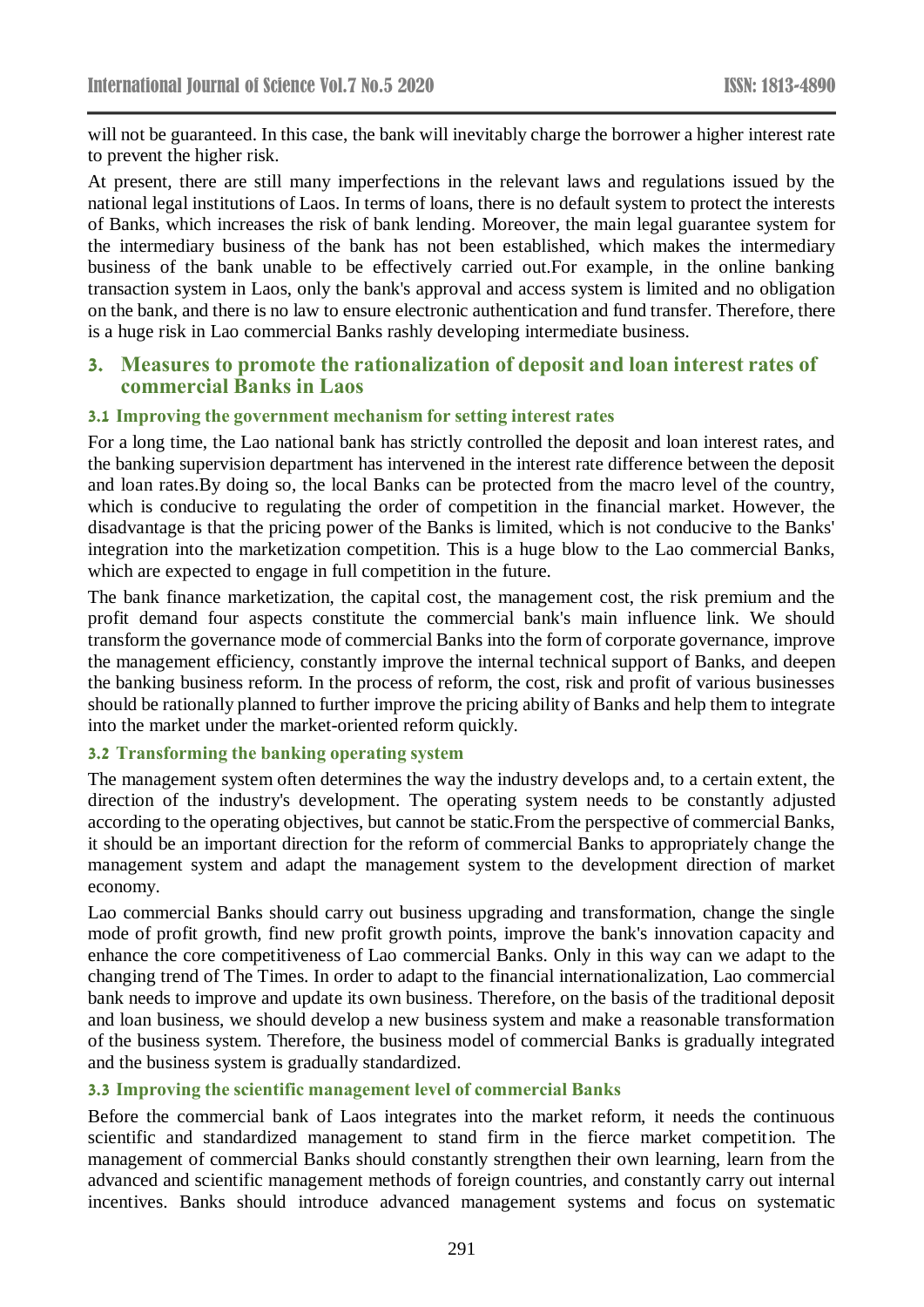will not be guaranteed. In this case, the bank will inevitably charge the borrower a higher interest rate to prevent the higher risk.

At present, there are still many imperfections in the relevant laws and regulations issued by the national legal institutions of Laos. In terms of loans, there is no default system to protect the interests of Banks, which increases the risk of bank lending. Moreover, the main legal guarantee system for the intermediary business of the bank has not been established, which makes the intermediary business of the bank unable to be effectively carried out.For example, in the online banking transaction system in Laos, only the bank's approval and access system is limited and no obligation on the bank, and there is no law to ensure electronic authentication and fund transfer. Therefore, there is a huge risk in Lao commercial Banks rashly developing intermediate business.

## 3. Measures to promote the rationalization of deposit and loan interest rates of commercial Banks in Laos

### 3.1 Improving the government mechanism for setting interest rates

For a long time, the Lao national bank has strictly controlled the deposit and loan interest rates, and the banking supervision department has intervened in the interest rate difference between the deposit and loan rates.By doing so, the local Banks can be protected from the macro level of the country, which is conducive to regulating the order of competition in the financial market. However, the disadvantage is that the pricing power of the Banks is limited, which is not conducive to the Banks' integration into the marketization competition. This is a huge blow to the Lao commercial Banks, which are expected to engage in full competition in the future.

The bank finance marketization, the capital cost, the management cost, the risk premium and the profit demand four aspects constitute the commercial bank's main influence link. We should transform the governance mode of commercial Banks into the form of corporate governance, improve the management efficiency, constantly improve the internal technical support of Banks, and deepen the banking business reform. In the process of reform, the cost, risk and profit of various businesses should be rationally planned to further improve the pricing ability of Banks and help them to integrate into the market under the market-oriented reform quickly.

### 3.2 Transforming the banking operating system

The management system often determines the way the industry develops and, to a certain extent, the direction of the industry's development. The operating system needs to be constantly adjusted according to the operating objectives, but cannot be static.From the perspective of commercial Banks, it should be an important direction for the reform of commercial Banks to appropriately change the management system and adapt the management system to the development direction of market economy.

Lao commercial Banks should carry out business upgrading and transformation, change the single mode of profit growth, find new profit growth points, improve the bank's innovation capacity and enhance the core competitiveness of Lao commercial Banks. Only in this way can we adapt to the changing trend of The Times. In order to adapt to the financial internationalization, Lao commercial bank needs to improve and update its own business. Therefore, on the basis of the traditional deposit and loan business, we should develop a new business system and make a reasonable transformation of the business system. Therefore, the business model of commercial Banks is gradually integrated and the business system is gradually standardized.

### 3.3 Improving the scientific management level of commercial Banks

Before the commercial bank of Laos integrates into the market reform, it needs the continuous scientific and standardized management to stand firm in the fierce market competition. The management of commercial Banks should constantly strengthen their own learning, learn from the advanced and scientific management methods of foreign countries, and constantly carry out internal incentives. Banks should introduce advanced management systems and focus on systematic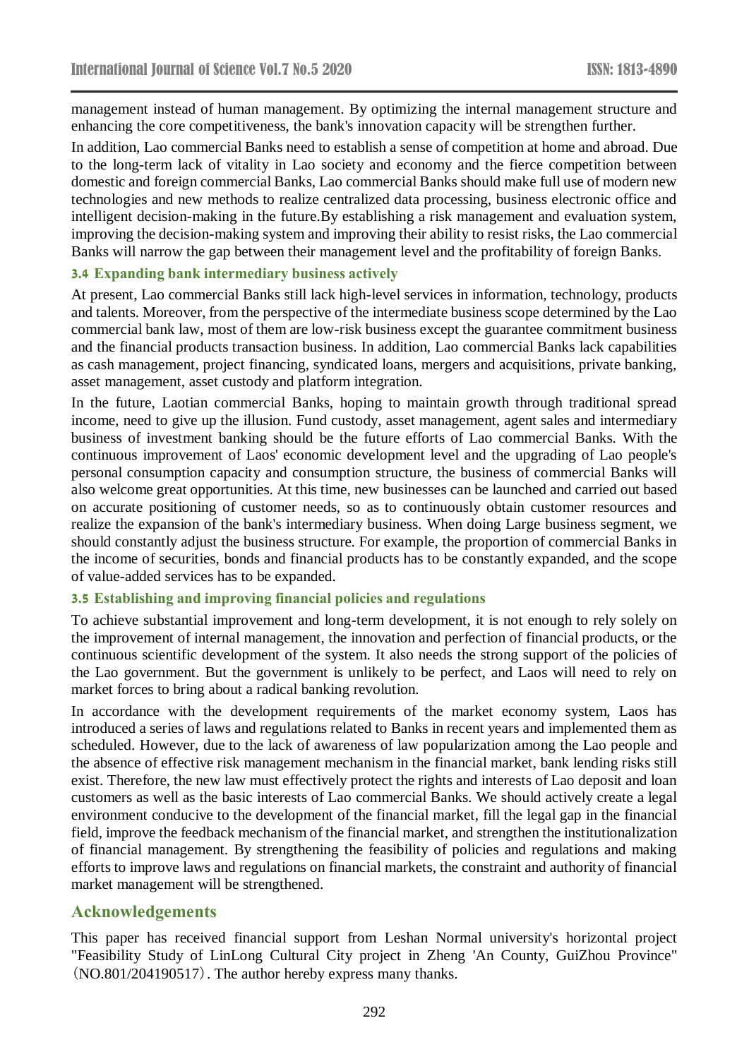management instead of human management. By optimizing the internal management structure and enhancing the core competitiveness, the bank's innovation capacity will be strengthen further.

In addition, Lao commercial Banks need to establish a sense of competition at home and abroad. Due to the long-term lack of vitality in Lao society and economy and the fierce competition between domestic and foreign commercial Banks, Lao commercial Banks should make full use of modern new technologies and new methods to realize centralized data processing, business electronic office and intelligent decision-making in the future.By establishing a risk management and evaluation system, improving the decision-making system and improving their ability to resist risks, the Lao commercial Banks will narrow the gap between their management level and the profitability of foreign Banks.

### 3.4 Expanding bank intermediary business actively

At present, Lao commercial Banks still lack high-level services in information, technology, products and talents. Moreover, from the perspective of the intermediate business scope determined by the Lao commercial bank law, most of them are low-risk business except the guarantee commitment business and the financial products transaction business. In addition, Lao commercial Banks lack capabilities as cash management, project financing, syndicated loans, mergers and acquisitions, private banking, asset management, asset custody and platform integration.

In the future, Laotian commercial Banks, hoping to maintain growth through traditional spread income, need to give up the illusion. Fund custody, asset management, agent sales and intermediary business of investment banking should be the future efforts of Lao commercial Banks. With the continuous improvement of Laos' economic development level and the upgrading of Lao people's personal consumption capacity and consumption structure, the business of commercial Banks will also welcome great opportunities. At this time, new businesses can be launched and carried out based on accurate positioning of customer needs, so as to continuously obtain customer resources and realize the expansion of the bank's intermediary business. When doing Large business segment, we should constantly adjust the business structure. For example, the proportion of commercial Banks in the income of securities, bonds and financial products has to be constantly expanded, and the scope of value-added services has to be expanded.

### 3.5 Establishing and improving financial policies and regulations

To achieve substantial improvement and long-term development, it is not enough to rely solely on the improvement of internal management, the innovation and perfection of financial products, or the continuous scientific development of the system. It also needs the strong support of the policies of the Lao government. But the government is unlikely to be perfect, and Laos will need to rely on market forces to bring about a radical banking revolution.

In accordance with the development requirements of the market economy system, Laos has introduced a series of laws and regulations related to Banks in recent years and implemented them as scheduled. However, due to the lack of awareness of law popularization among the Lao people and the absence of effective risk management mechanism in the financial market, bank lending risks still exist. Therefore, the new law must effectively protect the rights and interests of Lao deposit and loan customers as well as the basic interests of Lao commercial Banks. We should actively create a legal environment conducive to the development of the financial market, fill the legal gap in the financial field, improve the feedback mechanism of the financial market, and strengthen the institutionalization of financial management. By strengthening the feasibility of policies and regulations and making efforts to improve laws and regulations on financial markets, the constraint and authority of financial market management will be strengthened.

## Acknowledgements

This paper has received financial support from Leshan Normal university's horizontal project "Feasibility Study of LinLong Cultural City project in Zheng 'An County, GuiZhou Province"（NO.801/204190517）. The author hereby express many thanks.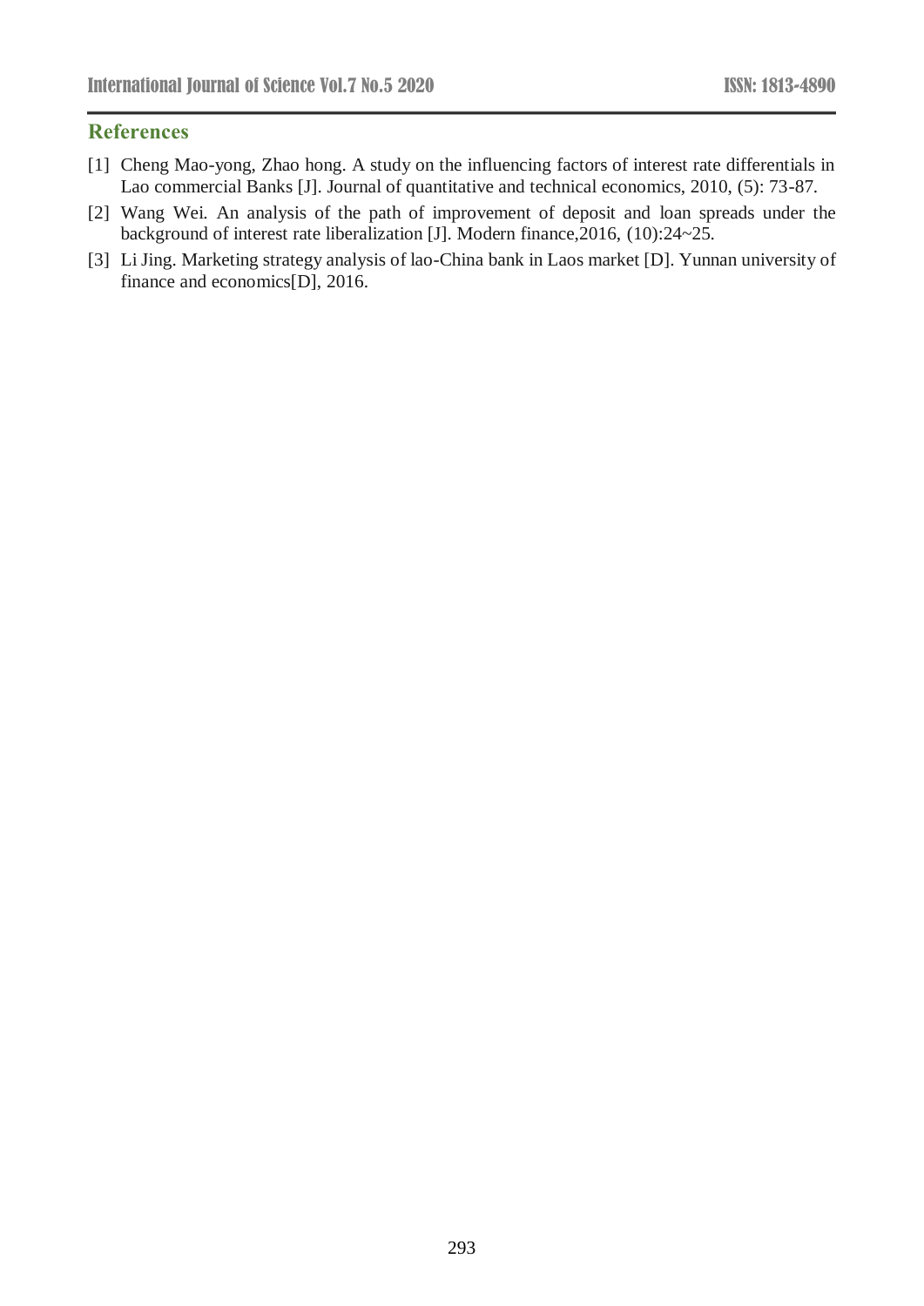## References

[1] Cheng Mao-yong, Zhao hong. A study on the influencing factors of interest rate differentials in Lao commercial Banks [J]. Journal of quantitative and technical economics, 2010, (5): 73-87.

[2] Wang Wei. An analysis of the path of improvement of deposit and loan spreads under the background of interest rate liberalization [J]. Modern finance,2016, (10):24~25.

[3] Li Jing. Marketing strategy analysis of lao-China bank in Laos market [D]. Yunnan university of finance and economics[D], 2016.